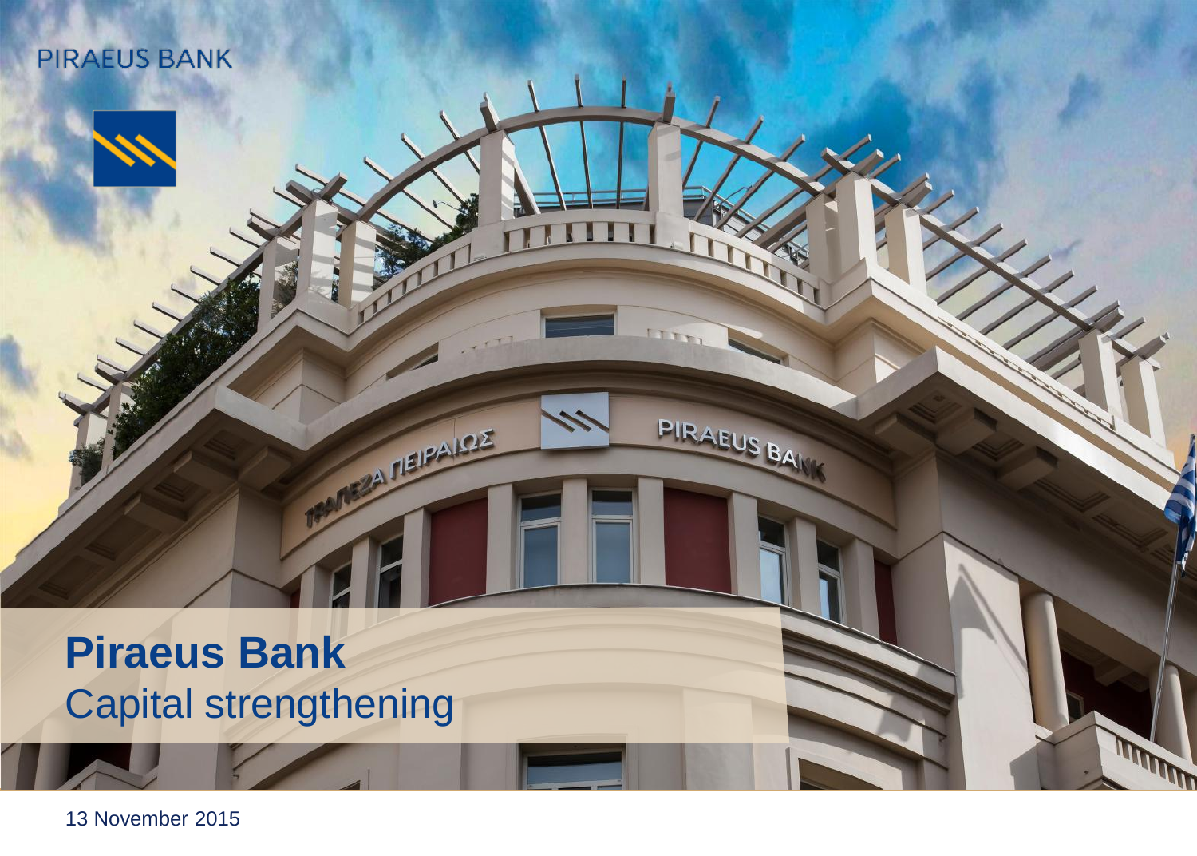PIRAEUS BANK

# Piraeus Bank

## Capital strengthening

13 November 2015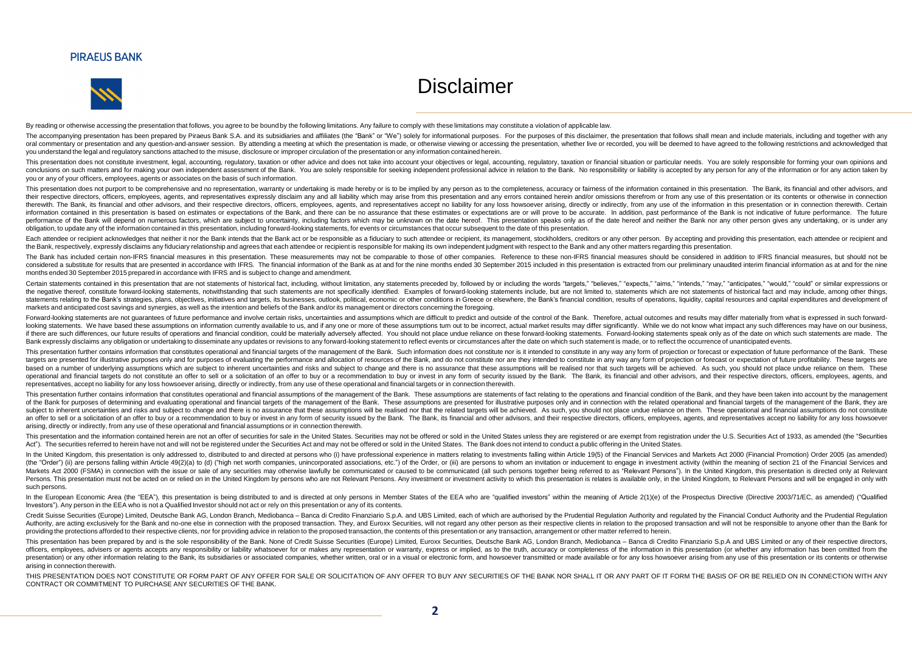## PIRAEUS BANK

# Disclaimer

By reading or otherwise accessing the presentation that follows, you agree to be bound by the following limitations. Any failure to comply with these limitations may constitute a violation of applicable law.

The accompanying presentation has been prepared by Piraeus Bank S.A. and its subsidiaries and affiliates (the "Bank" or "We") solely for informational purposes. For the purposes of this disclaimer, the presentation that follows shall mean and include materials, including and together with any oral commentary or presentation and any question-and-answer session. By attending a meeting at which the presentation is made, or otherwise viewing or accessing the presentation, whether live or recorded, you will be deemed to have agreed to the following restrictions and acknowledged that you understand the legal and regulatory sanctions attached to the misuse, disclosure or improper circulation of the presentation or any information contained herein.

This presentation does not constitute investment, legal, accounting, regulatory, taxation or other advice and does not take into account your objectives or legal, accounting, regulatory, taxation or financial situation or particular needs. You are solely responsible for forming your own opinions and conclusions on such matters and for making your own independent assessment of the Bank. You are solely responsible for seeking independent professional advice in relation to the Bank. No responsibility or liability is accepted by any person for any of the information or for any action taken by you or any of your officers, employees, agents or associates on the basis of such information.

This presentation does not purport to be comprehensive and no representation, warranty or undertaking is made hereby or is to be implied by any person as to the completeness, accuracy or fairness of the information contained in this presentation. The Bank, its financial and other advisors, and their respective directors, officers, employees, agents, and representatives expressly disclaim any and all liability which may arise from this presentation and any errors contained herein and/or omissions therefrom or from any use of this presentation or its contents or otherwise in connection therewith. The Bank, its financial and other advisors, and their respective directors, officers, employees, agents, and representatives accept no liability for any loss howsoever arising, directly or indirectly, from any use of the information in this presentation or in connection therewith. Certain information contained in this presentation is based on estimates or expectations of the Bank, and there can be no assurance that these estimates or expectations are or will prove to be accurate. In addition, past performance of the Bank is not indicative of future performance. The future performance of the Bank will depend on numerous factors, which are subject to uncertainty, including factors which may be unknown on the date hereof. This presentation speaks only as of the date hereof and neither the Bank nor any other person gives any undertaking, or is under any obligation, to update any of the information contained in this presentation, including forward-looking statements, for events or circumstances that occur subsequent to the date of this presentation.

Each attendee or recipient acknowledges that neither it nor the Bank intends that the Bank act or be responsible as a fiduciary to such attendee or recipient, its management, stockholders, creditors or any other person. By accepting and providing this presentation, each attendee or recipient and the Bank, respectively, expressly disclaims any fiduciary relationship and agrees that each attendee or recipient is responsible for making its own independent judgment with respect to the Bank and any other matters regarding this presentation.

The Bank has included certain non-IFRS financial measures in this presentation. These measurements may not be comparable to those of other companies. Reference to these non-IFRS financial measures should be considered in addition to IFRS financial measures, but should not be considered a substitute for results that are presented in accordance with IFRS. The financial information of the Bank as at and for the nine months ended 30 September 2015 included in this presentation is extracted from our preliminary unaudited interim financial information as at and for the nine months ended 30 September 2015 prepared in accordance with IFRS and is subject to change and amendment.

Certain statements contained in this presentation that are not statements of historical fact, including, without limitation, any statements preceded by, followed by or including the words "targets," "believes," "expects," "aims," "intends," "may," "anticipates," "would," "could" or similar expressions or the negative thereof, constitute forward-looking statements, notwithstanding that such statements are not specifically identified. Examples of forward-looking statements include, but are not limited to, statements which are not statements of historical fact and may include, among other things, statements relating to the Bank's strategies, plans, objectives, initiatives and targets, its businesses, outlook, political, economic or other conditions in Greece or elsewhere, the Bank's financial condition, results of operations, liquidity, capital resources and capital expenditures and development of markets and anticipated cost savings and synergies, as well as the intention and beliefs of the Bank and/or its management or directors concerning the foregoing.

Forward-looking statements are not guarantees of future performance and involve certain risks, uncertainties and assumptions which are difficult to predict and outside of the control of the Bank. Therefore, actual outcomes and results may differ materially from what is expressed in such forward-looking statements. We have based these assumptions on information currently available to us, and if any one or more of these assumptions turn out to be incorrect, actual market results may differ significantly. While we do not know what impact any such differences may have on our business, if there are such differences, our future results of operations and financial condition, could be materially adversely affected. You should not place undue reliance on these forward-looking statements. Forward-looking statements speak only as of the date on which such statements are made. The Bank expressly disclaims any obligation or undertaking to disseminate any updates or revisions to any forward-looking statement to reflect events or circumstances after the date on which such statement is made, or to reflect the occurrence of unanticipated events.

This presentation further contains information that constitutes operational and financial targets of the management of the Bank. Such information does not constitute nor is it intended to constitute in any way any form of projection or forecast or expectation of future performance of the Bank. These targets are presented for illustrative purposes only and for purposes of evaluating the performance and allocation of resources of the Bank, and do not constitute nor are they intended to constitute in any way any form of projection or forecast or expectation of future profitability. These targets are based on a number of underlying assumptions which are subject to inherent uncertainties and risks and subject to change and there is no assurance that these assumptions will be realised nor that such targets will be achieved. As such, you should not place undue reliance on them. These operational and financial targets do not constitute an offer to sell or a solicitation of an offer to buy or a recommendation to buy or invest in any form of security issued by the Bank. The Bank, its financial and other advisors, and their respective directors, officers, employees, agents, and representatives, accept no liability for any loss howsoever arising, directly or indirectly, from any use of these operational and financial targets or in connection therewith.

This presentation further contains information that constitutes operational and financial assumptions of the management of the Bank. These assumptions are statements of fact relating to the operations and financial condition of the Bank, and they have been taken into account by the management of the Bank for purposes of determining and evaluating operational and financial targets of the management of the Bank. These assumptions are presented for illustrative purposes only and in connection with the related operational and financial targets of the management of the Bank, they are subject to inherent uncertainties and risks and subject to change and there is no assurance that these assumptions will be realised nor that the related targets will be achieved. As such, you should not place undue reliance on them. These operational and financial assumptions do not constitute an offer to sell or a solicitation of an offer to buy or a recommendation to buy or invest in any form of security issued by the Bank. The Bank, its financial and other advisors, and their respective directors, officers, employees, agents, and representatives accept no liability for any loss howsoever arising, directly or indirectly, from any use of these operational and financial assumptions or in connection therewith.

This presentation and the information contained herein are not an offer of securities for sale in the United States. Securities may not be offered or sold in the United States unless they are registered or are exempt from registration under the U.S. Securities Act of 1933, as amended (the "Securities Act"). The securities referred to herein have not and will not be registered under the Securities Act and may not be offered or sold in the United States. The Bank does not intend to conduct a public offering in the United States.

In the United Kingdom, this presentation is only addressed to, distributed to and directed at persons who (i) have professional experience in matters relating to investments falling within Article 19(5) of the Financial Services and Markets Act 2000 (Financial Promotion) Order 2005 (as amended) (the "Order") (ii) are persons falling within Article 49(2)(a) to (d) ("high net worth companies, unincorporated associations, etc.") of the Order, or (iii) are persons to whom an invitation or inducement to engage in investment activity (within the meaning of section 21 of the Financial Services and Markets Act 2000 (FSMA) in connection with the issue or sale of any securities may otherwise lawfully be communicated or caused to be communicated (all such persons together being referred to as "Relevant Persons"). In the United Kingdom, this presentation is directed only at Relevant Persons. This presentation must not be acted on or relied on in the United Kingdom by persons who are not Relevant Persons. Any investment or investment activity to which this presentation is relates is available only, in the United Kingdom, to Relevant Persons and will be engaged in only with such persons.

In the European Economic Area (the "EEA"), this presentation is being distributed to and is directed at only persons in Member States of the EEA who are "qualified investors" within the meaning of Article 2(1)(e) of the Prospectus Directive (Directive 2003/71/EC, as amended) ("Qualified Investors"). Any person in the EEA who is not a Qualified Investor should not act or rely on this presentation or any of its contents.

Credit Suisse Securities (Europe) Limited, Deutsche Bank AG, London Branch, Mediobanca – Banca di Credito Finanziario S.p.A. and UBS Limited, each of which are authorised by the Prudential Regulation Authority and regulated by the Financial Conduct Authority and the Prudential Regulation Authority, are acting exclusively for the Bank and no-one else in connection with the proposed transaction. They, and Euroxx Securities, will not regard any other person as their respective clients in relation to the proposed transaction and will not be responsible to anyone other than the Bank for providing the protections afforded to their respective clients, nor for providing advice in relation to the proposed transaction, the contents of this presentation or any transaction, arrangement or other matter referred to herein.

This presentation has been prepared by and is the sole responsibility of the Bank. None of Credit Suisse Securities (Europe) Limited, Euroxx Securities, Deutsche Bank AG, London Branch, Mediobanca – Banca di Credito Finanziario S.p.A and UBS Limited or any of their respective directors, officers, employees, advisers or agents accepts any responsibility or liability whatsoever for or makes any representation or warranty, express or implied, as to the truth, accuracy or completeness of the information in this presentation (or whether any information has been omitted from the presentation) or any other information relating to the Bank, its subsidiaries or associated companies, whether written, oral or in a visual or electronic form, and howsoever transmitted or made available or for any loss howsoever arising from any use of this presentation or its contents or otherwise arising in connection therewith.

THIS PRESENTATION DOES NOT CONSTITUTE OR FORM PART OF ANY OFFER FOR SALE OR SOLICITATION OF ANY OFFER TO BUY ANY SECURITIES OF THE BANK NOR SHALL IT OR ANY PART OF IT FORM THE BASIS OF OR BE RELIED ON IN CONNECTION WITH ANY CONTRACT OR COMMITMENT TO PURCHASE ANY SECURITIES OF THE BANK.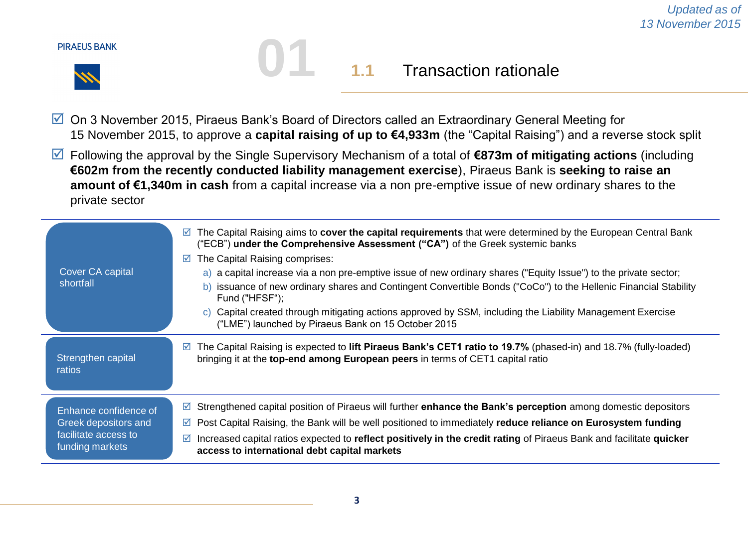*Updated as of 13 November 2015*

# 1.1 Transaction rationale

- ☑ On 3 November 2015, Piraeus Bank's Board of Directors called an Extraordinary General Meeting for 15 November 2015, to approve a **capital raising of up to €4,933m** (the "Capital Raising") and a reverse stock split
- ☑ Following the approval by the Single Supervisory Mechanism of a total of **€873m of mitigating actions** (including **€602m from the recently conducted liability management exercise**), Piraeus Bank is **seeking to raise an amount of €1,340m in cash** from a capital increase via a non pre-emptive issue of new ordinary shares to the private sector

| | |
|---|---|
| Cover CA capital shortfall | ☑ The Capital Raising aims to **cover the capital requirements** that were determined by the European Central Bank ("ECB") **under the Comprehensive Assessment ("CA")** of the Greek systemic banks<br>☑ The Capital Raising comprises:<br>a) a capital increase via a non pre-emptive issue of new ordinary shares ("Equity Issue") to the private sector;<br>b) issuance of new ordinary shares and Contingent Convertible Bonds ("CoCo") to the Hellenic Financial Stability Fund ("HFSF");<br>c) Capital created through mitigating actions approved by SSM, including the Liability Management Exercise ("LME") launched by Piraeus Bank on 15 October 2015 |
| Strengthen capital ratios | ☑ The Capital Raising is expected to **lift Piraeus Bank's CET1 ratio to 19.7%** (phased-in) and 18.7% (fully-loaded) bringing it at the **top-end among European peers** in terms of CET1 capital ratio |
| Enhance confidence of Greek depositors and facilitate access to funding markets | ☑ Strengthened capital position of Piraeus will further **enhance the Bank's perception** among domestic depositors<br>☑ Post Capital Raising, the Bank will be well positioned to immediately **reduce reliance on Eurosystem funding**<br>☑ Increased capital ratios expected to **reflect positively in the credit rating** of Piraeus Bank and facilitate **quicker access to international debt capital markets** |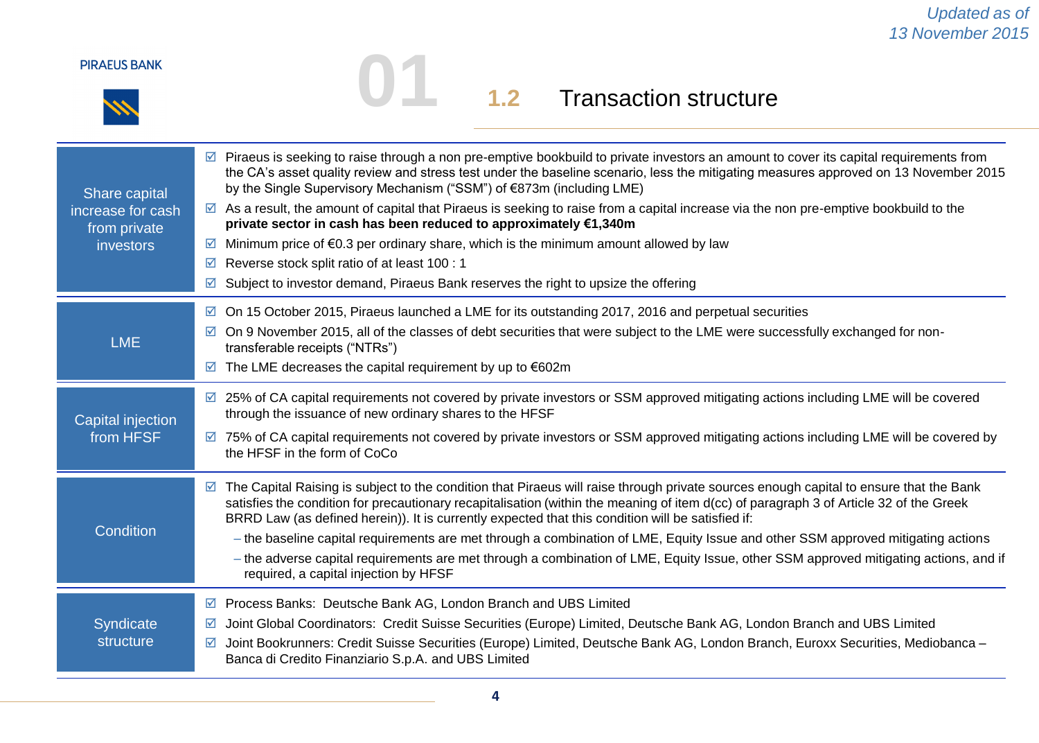*Updated as of 13 November 2015*

PIRAEUS BANK

# 01 1.2 Transaction structure

| | |
|---|---|
| Share capital increase for cash from private investors | ☑ Piraeus is seeking to raise through a non pre-emptive bookbuild to private investors an amount to cover its capital requirements from the CA's asset quality review and stress test under the baseline scenario, less the mitigating measures approved on 13 November 2015 by the Single Supervisory Mechanism ("SSM") of €873m (including LME)<br>☑ As a result, the amount of capital that Piraeus is seeking to raise from a capital increase via the non pre-emptive bookbuild to the **private sector in cash has been reduced to approximately €1,340m**<br>☑ Minimum price of €0.3 per ordinary share, which is the minimum amount allowed by law<br>☑ Reverse stock split ratio of at least 100 : 1<br>☑ Subject to investor demand, Piraeus Bank reserves the right to upsize the offering |
| LME | ☑ On 15 October 2015, Piraeus launched a LME for its outstanding 2017, 2016 and perpetual securities<br>☑ On 9 November 2015, all of the classes of debt securities that were subject to the LME were successfully exchanged for non-transferable receipts ("NTRs")<br>☑ The LME decreases the capital requirement by up to €602m |
| Capital injection from HFSF | ☑ 25% of CA capital requirements not covered by private investors or SSM approved mitigating actions including LME will be covered through the issuance of new ordinary shares to the HFSF<br>☑ 75% of CA capital requirements not covered by private investors or SSM approved mitigating actions including LME will be covered by the HFSF in the form of CoCo |
| Condition | ☑ The Capital Raising is subject to the condition that Piraeus will raise through private sources enough capital to ensure that the Bank satisfies the condition for precautionary recapitalisation (within the meaning of item d(cc) of paragraph 3 of Article 32 of the Greek BRRD Law (as defined herein)). It is currently expected that this condition will be satisfied if:<br>– the baseline capital requirements are met through a combination of LME, Equity Issue and other SSM approved mitigating actions<br>– the adverse capital requirements are met through a combination of LME, Equity Issue, other SSM approved mitigating actions, and if required, a capital injection by HFSF |
| Syndicate structure | ☑ Process Banks: Deutsche Bank AG, London Branch and UBS Limited<br>☑ Joint Global Coordinators: Credit Suisse Securities (Europe) Limited, Deutsche Bank AG, London Branch and UBS Limited<br>☑ Joint Bookrunners: Credit Suisse Securities (Europe) Limited, Deutsche Bank AG, London Branch, Euroxx Securities, Mediobanca – Banca di Credito Finanziario S.p.A. and UBS Limited |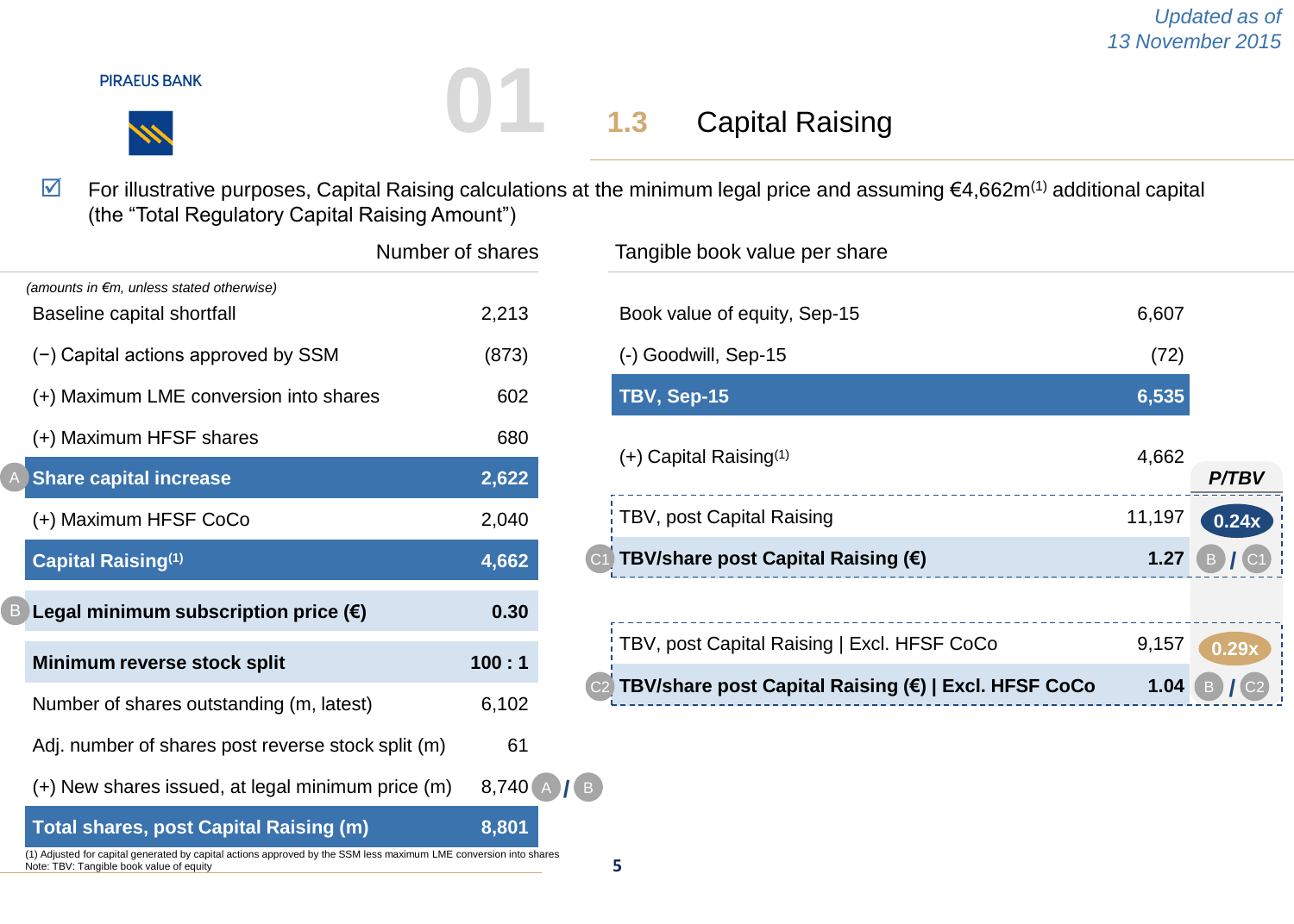Updated as of 13 November 2015

PIRAEUS BANK

# 1.3 Capital Raising

☑ For illustrative purposes, Capital Raising calculations at the minimum legal price and assuming €4,662m[1] additional capital (the "Total Regulatory Capital Raising Amount")

## Number of shares

*(amounts in €m, unless stated otherwise)*

| | | |
|---|---|---|
| Baseline capital shortfall | 2,213 | |
| (−) Capital actions approved by SSM | (873) | |
| (+) Maximum LME conversion into shares | 602 | |
| (+) Maximum HFSF shares | 680 | |
| **A Share capital increase** | **2,622** | |
| (+) Maximum HFSF CoCo | 2,040 | |
| **Capital Raising[1]** | **4,662** | |
| **B Legal minimum subscription price (€)** | **0.30** | |
| **Minimum reverse stock split** | **100 : 1** | |
| Number of shares outstanding (m, latest) | 6,102 | |
| Adj. number of shares post reverse stock split (m) | 61 | |
| (+) New shares issued, at legal minimum price (m) | 8,740 | A / B |
| **Total shares, post Capital Raising (m)** | **8,801** | |

## Tangible book value per share

| | | P/TBV |
|---|---|---|
| Book value of equity, Sep-15 | 6,607 | |
| (-) Goodwill, Sep-15 | (72) | |
| **TBV, Sep-15** | **6,535** | |
| (+) Capital Raising[1] | 4,662 | |
| TBV, post Capital Raising | 11,197 | **0.24x** |
| **C1 TBV/share post Capital Raising (€)** | **1.27** | B / C1 |
| TBV, post Capital Raising \| Excl. HFSF CoCo | 9,157 | **0.29x** |
| **C2 TBV/share post Capital Raising (€) \| Excl. HFSF CoCo** | **1.04** | B / C2 |

(1) Adjusted for capital generated by capital actions approved by the SSM less maximum LME conversion into shares
Note: TBV: Tangible book value of equity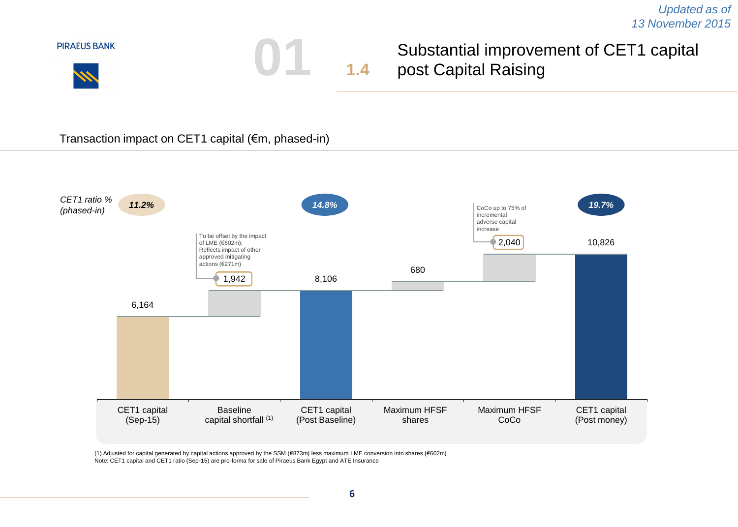*Updated as of 13 November 2015*

PIRAEUS BANK

# 01 1.4 Substantial improvement of CET1 capital post Capital Raising

Transaction impact on CET1 capital (€m, phased-in)

| | CET1 capital (Sep-15) | Baseline capital shortfall (1) | CET1 capital (Post Baseline) | Maximum HFSF shares | Maximum HFSF CoCo | CET1 capital (Post money) |
|---|---|---|---|---|---|---|
| *CET1 ratio % (phased-in)* | *11.2%* | | *14.8%* | | | *19.7%* |
| €m | 6,164 | 1,942 | 8,106 | 680 | 2,040 | 10,826 |

Baseline capital shortfall (1,942): To be offset by the impact of LME (€602m); Reflects impact of other approved mitigating actions (€271m)

Maximum HFSF CoCo (2,040): CoCo up to 75% of incremental adverse capital increase

(1) Adjusted for capital generated by capital actions approved by the SSM (€873m) less maximum LME conversion into shares (€602m)

Note: CET1 capital and CET1 ratio (Sep-15) are pro-forma for sale of Piraeus Bank Egypt and ATE Insurance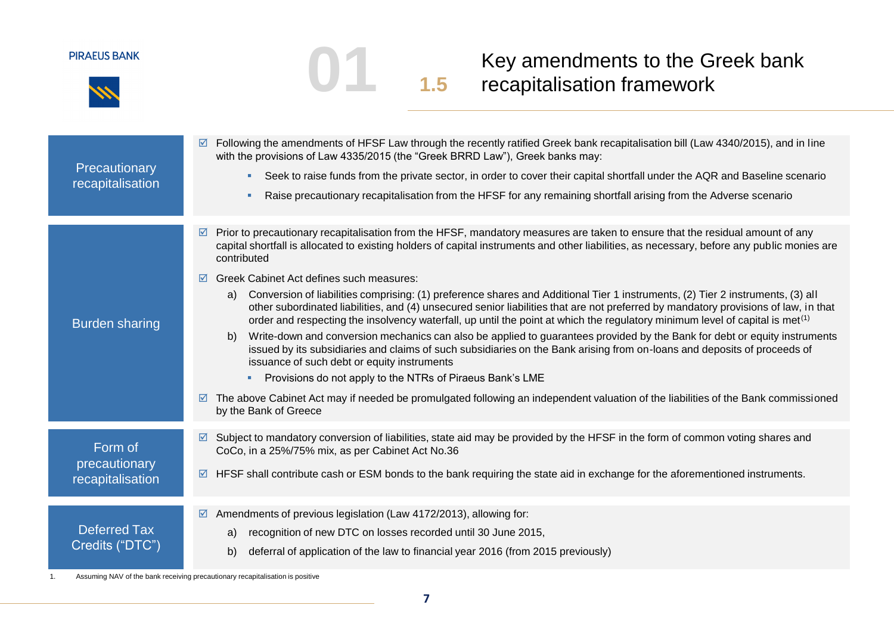# 1.5 Key amendments to the Greek bank recapitalisation framework

## Precautionary recapitalisation

- ☑ Following the amendments of HFSF Law through the recently ratified Greek bank recapitalisation bill (Law 4340/2015), and in line with the provisions of Law 4335/2015 (the "Greek BRRD Law"), Greek banks may:
  - Seek to raise funds from the private sector, in order to cover their capital shortfall under the AQR and Baseline scenario
  - Raise precautionary recapitalisation from the HFSF for any remaining shortfall arising from the Adverse scenario

## Burden sharing

- ☑ Prior to precautionary recapitalisation from the HFSF, mandatory measures are taken to ensure that the residual amount of any capital shortfall is allocated to existing holders of capital instruments and other liabilities, as necessary, before any public monies are contributed
- ☑ Greek Cabinet Act defines such measures:
  - a) Conversion of liabilities comprising: (1) preference shares and Additional Tier 1 instruments, (2) Tier 2 instruments, (3) all other subordinated liabilities, and (4) unsecured senior liabilities that are not preferred by mandatory provisions of law, in that order and respecting the insolvency waterfall, up until the point at which the regulatory minimum level of capital is met[1]
  - b) Write-down and conversion mechanics can also be applied to guarantees provided by the Bank for debt or equity instruments issued by its subsidiaries and claims of such subsidiaries on the Bank arising from on-loans and deposits of proceeds of issuance of such debt or equity instruments
    - Provisions do not apply to the NTRs of Piraeus Bank's LME
- ☑ The above Cabinet Act may if needed be promulgated following an independent valuation of the liabilities of the Bank commissioned by the Bank of Greece

## Form of precautionary recapitalisation

- ☑ Subject to mandatory conversion of liabilities, state aid may be provided by the HFSF in the form of common voting shares and CoCo, in a 25%/75% mix, as per Cabinet Act No.36
- ☑ HFSF shall contribute cash or ESM bonds to the bank requiring the state aid in exchange for the aforementioned instruments.

## Deferred Tax Credits ("DTC")

- ☑ Amendments of previous legislation (Law 4172/2013), allowing for:
  - a) recognition of new DTC on losses recorded until 30 June 2015,
  - b) deferral of application of the law to financial year 2016 (from 2015 previously)

1. Assuming NAV of the bank receiving precautionary recapitalisation is positive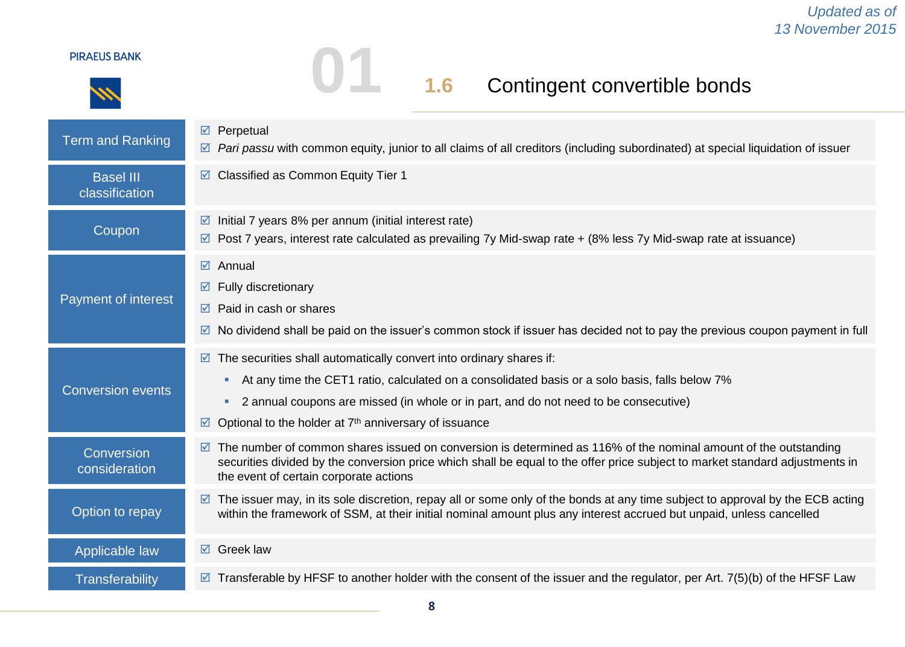*Updated as of 13 November 2015*

PIRAEUS BANK

# 01

## 1.6 Contingent convertible bonds

| | |
|---|---|
| Term and Ranking | ☑ Perpetual<br>☑ *Pari passu* with common equity, junior to all claims of all creditors (including subordinated) at special liquidation of issuer |
| Basel III classification | ☑ Classified as Common Equity Tier 1 |
| Coupon | ☑ Initial 7 years 8% per annum (initial interest rate)<br>☑ Post 7 years, interest rate calculated as prevailing 7y Mid-swap rate + (8% less 7y Mid-swap rate at issuance) |
| Payment of interest | ☑ Annual<br>☑ Fully discretionary<br>☑ Paid in cash or shares<br>☑ No dividend shall be paid on the issuer's common stock if issuer has decided not to pay the previous coupon payment in full |
| Conversion events | ☑ The securities shall automatically convert into ordinary shares if:<br>▪ At any time the CET1 ratio, calculated on a consolidated basis or a solo basis, falls below 7%<br>▪ 2 annual coupons are missed (in whole or in part, and do not need to be consecutive)<br>☑ Optional to the holder at 7th anniversary of issuance |
| Conversion consideration | ☑ The number of common shares issued on conversion is determined as 116% of the nominal amount of the outstanding securities divided by the conversion price which shall be equal to the offer price subject to market standard adjustments in the event of certain corporate actions |
| Option to repay | ☑ The issuer may, in its sole discretion, repay all or some only of the bonds at any time subject to approval by the ECB acting within the framework of SSM, at their initial nominal amount plus any interest accrued but unpaid, unless cancelled |
| Applicable law | ☑ Greek law |
| Transferability | ☑ Transferable by HFSF to another holder with the consent of the issuer and the regulator, per Art. 7(5)(b) of the HFSF Law |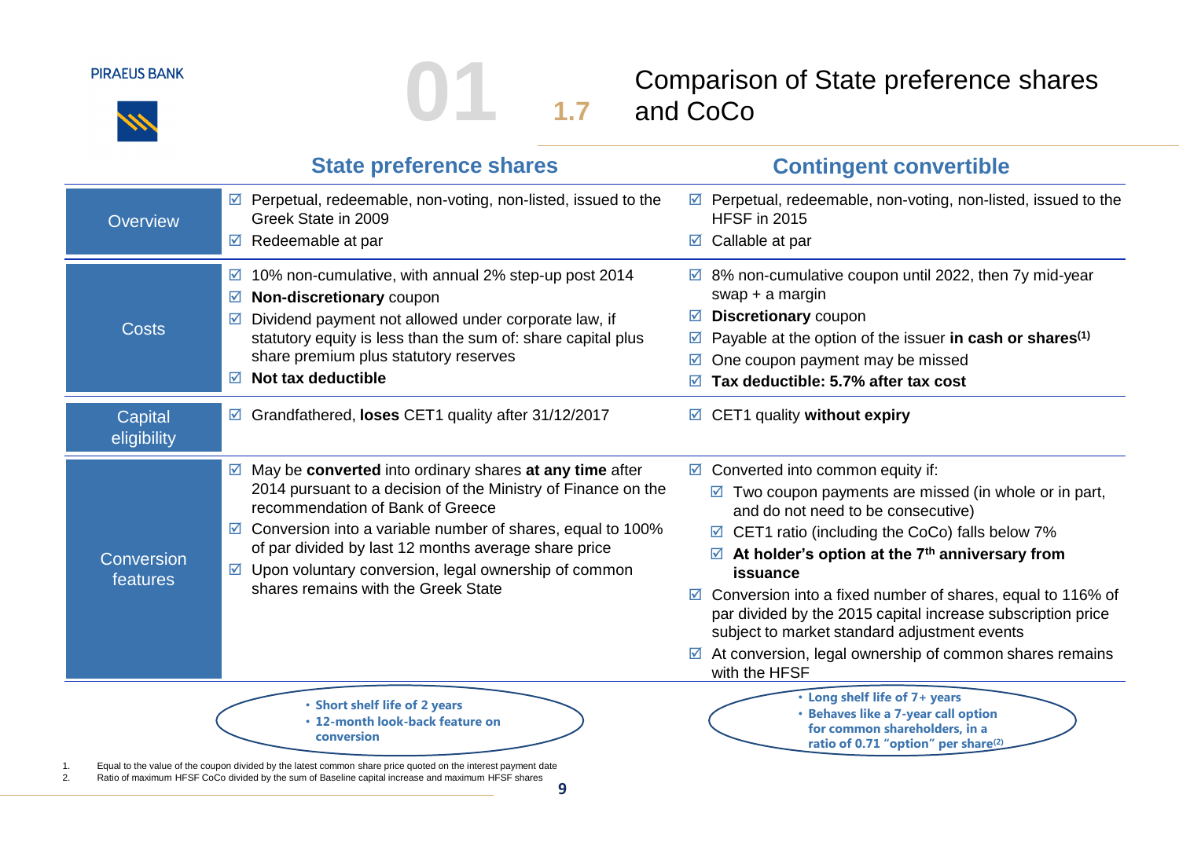# 1.7 Comparison of State preference shares and CoCo

| | State preference shares | Contingent convertible |
|---|---|---|
| Overview | ☑ Perpetual, redeemable, non-voting, non-listed, issued to the Greek State in 2009<br>☑ Redeemable at par | ☑ Perpetual, redeemable, non-voting, non-listed, issued to the HFSF in 2015<br>☑ Callable at par |
| Costs | ☑ 10% non-cumulative, with annual 2% step-up post 2014<br>☑ **Non-discretionary** coupon<br>☑ Dividend payment not allowed under corporate law, if statutory equity is less than the sum of: share capital plus share premium plus statutory reserves<br>☑ **Not tax deductible** | ☑ 8% non-cumulative coupon until 2022, then 7y mid-year swap + a margin<br>☑ **Discretionary** coupon<br>☑ Payable at the option of the issuer **in cash or shares[1]**<br>☑ One coupon payment may be missed<br>☑ **Tax deductible: 5.7% after tax cost** |
| Capital eligibility | ☑ Grandfathered, **loses** CET1 quality after 31/12/2017 | ☑ CET1 quality **without expiry** |
| Conversion features | ☑ May be **converted** into ordinary shares **at any time** after 2014 pursuant to a decision of the Ministry of Finance on the recommendation of Bank of Greece<br>☑ Conversion into a variable number of shares, equal to 100% of par divided by last 12 months average share price<br>☑ Upon voluntary conversion, legal ownership of common shares remains with the Greek State | ☑ Converted into common equity if:<br>  ☑ Two coupon payments are missed (in whole or in part, and do not need to be consecutive)<br>  ☑ CET1 ratio (including the CoCo) falls below 7%<br>  ☑ **At holder's option at the 7th anniversary from issuance**<br>☑ Conversion into a fixed number of shares, equal to 116% of par divided by the 2015 capital increase subscription price subject to market standard adjustment events<br>☑ At conversion, legal ownership of common shares remains with the HFSF |
| | • **Short shelf life of 2 years**<br>• **12-month look-back feature on conversion** | • **Long shelf life of 7+ years**<br>• **Behaves like a 7-year call option for common shareholders, in a ratio of 0.71 "option" per share[2]** |

1. Equal to the value of the coupon divided by the latest common share price quoted on the interest payment date
2. Ratio of maximum HFSF CoCo divided by the sum of Baseline capital increase and maximum HFSF shares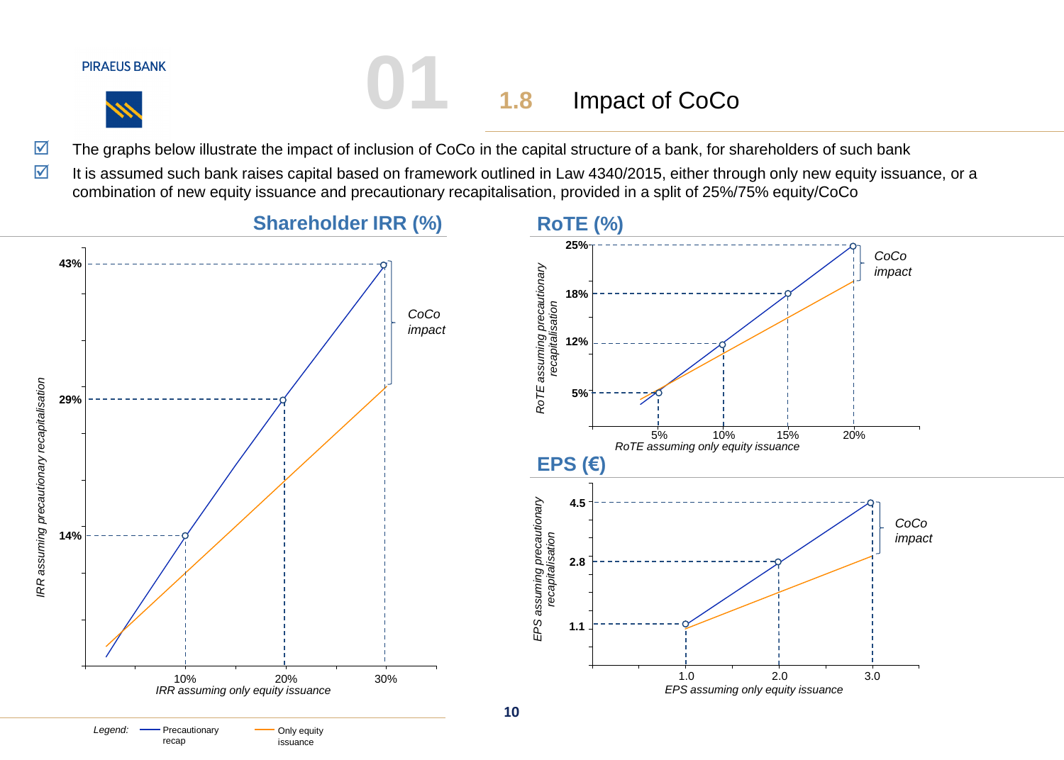# 1.8 Impact of CoCo

- ☑ The graphs below illustrate the impact of inclusion of CoCo in the capital structure of a bank, for shareholders of such bank
- ☑ It is assumed such bank raises capital based on framework outlined in Law 4340/2015, either through only new equity issuance, or a combination of new equity issuance and precautionary recapitalisation, provided in a split of 25%/75% equity/CoCo

## Shareholder IRR (%)

*IRR assuming precautionary recapitalisation* (y-axis): 14%, 29%, 43%

*IRR assuming only equity issuance* (x-axis): 10%, 20%, 30%

*CoCo impact*

## RoTE (%)

*RoTE assuming precautionary recapitalisation* (y-axis): 5%, 12%, 18%, 25%

*RoTE assuming only equity issuance* (x-axis): 5%, 10%, 15%, 20%

*CoCo impact*

## EPS (€)

*EPS assuming precautionary recapitalisation* (y-axis): 1.1, 2.8, 4.5

*EPS assuming only equity issuance* (x-axis): 1.0, 2.0, 3.0

*CoCo impact*

*Legend:* Precautionary recap; Only equity issuance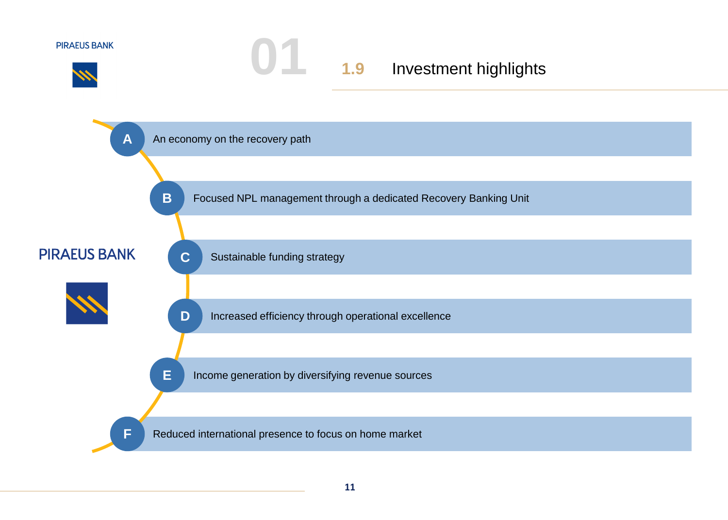# 01

## 1.9 Investment highlights

PIRAEUS BANK

- **A** An economy on the recovery path
- **B** Focused NPL management through a dedicated Recovery Banking Unit
- **C** Sustainable funding strategy
- **D** Increased efficiency through operational excellence
- **E** Income generation by diversifying revenue sources
- **F** Reduced international presence to focus on home market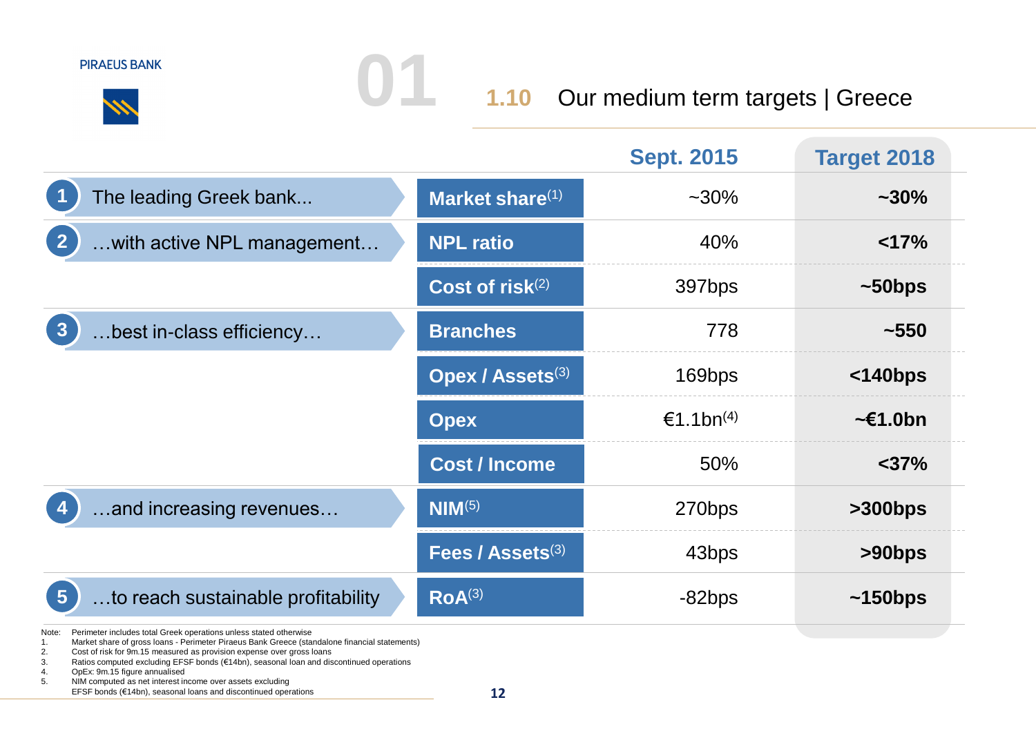## 1.10 Our medium term targets | Greece

| | | Sept. 2015 | Target 2018 |
|---|---|---|---|
| 1 The leading Greek bank... | Market share[1] | ~30% | **~30%** |
| 2 …with active NPL management… | NPL ratio | 40% | **<17%** |
| | Cost of risk[2] | 397bps | **~50bps** |
| 3 …best in-class efficiency… | Branches | 778 | **~550** |
| | Opex / Assets[3] | 169bps | **<140bps** |
| | Opex | €1.1bn[4] | **~€1.0bn** |
| | Cost / Income | 50% | **<37%** |
| 4 …and increasing revenues… | NIM[5] | 270bps | **>300bps** |
| | Fees / Assets[3] | 43bps | **>90bps** |
| 5 …to reach sustainable profitability | RoA[3] | -82bps | **~150bps** |

Note: Perimeter includes total Greek operations unless stated otherwise

1. Market share of gross loans - Perimeter Piraeus Bank Greece (standalone financial statements)
2. Cost of risk for 9m.15 measured as provision expense over gross loans
3. Ratios computed excluding EFSF bonds (€14bn), seasonal loan and discontinued operations
4. OpEx: 9m.15 figure annualised
5. NIM computed as net interest income over assets excluding EFSF bonds (€14bn), seasonal loans and discontinued operations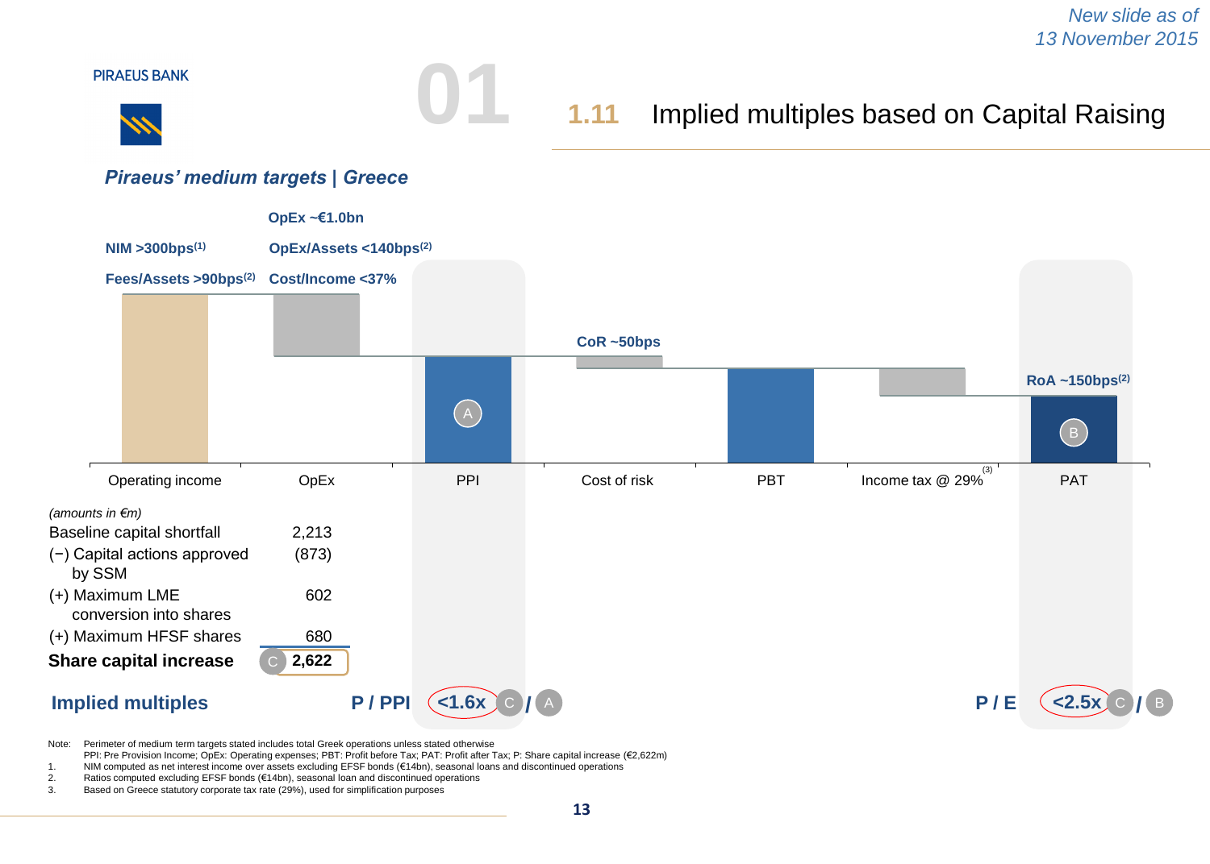*New slide as of 13 November 2015*

PIRAEUS BANK

01

# 1.11 Implied multiples based on Capital Raising

### *Piraeus' medium targets | Greece*

NIM >300bps[(1)]

Fees/Assets >90bps[(2)]

OpEx ~€1.0bn

OpEx/Assets <140bps[(2)]

Cost/Income <37%

CoR ~50bps

RoA ~150bps[(2)]

Operating income | OpEx | PPI (A) | Cost of risk | PBT | Income tax @ 29%[(3)] | PAT (B)

*(amounts in €m)*

| | |
|---|---|
| Baseline capital shortfall | 2,213 |
| (−) Capital actions approved by SSM | (873) |
| (+) Maximum LME conversion into shares | 602 |
| (+) Maximum HFSF shares | 680 |
| **Share capital increase** | (C) **2,622** |

**Implied multiples**

**P / PPI** **<1.6x** (C / A)

**P / E** **<2.5x** (C / B)

Note: Perimeter of medium term targets stated includes total Greek operations unless stated otherwise
PPI: Pre Provision Income; OpEx: Operating expenses; PBT: Profit before Tax; PAT: Profit after Tax; P: Share capital increase (€2,622m)

1. NIM computed as net interest income over assets excluding EFSF bonds (€14bn), seasonal loans and discontinued operations
2. Ratios computed excluding EFSF bonds (€14bn), seasonal loan and discontinued operations
3. Based on Greece statutory corporate tax rate (29%), used for simplification purposes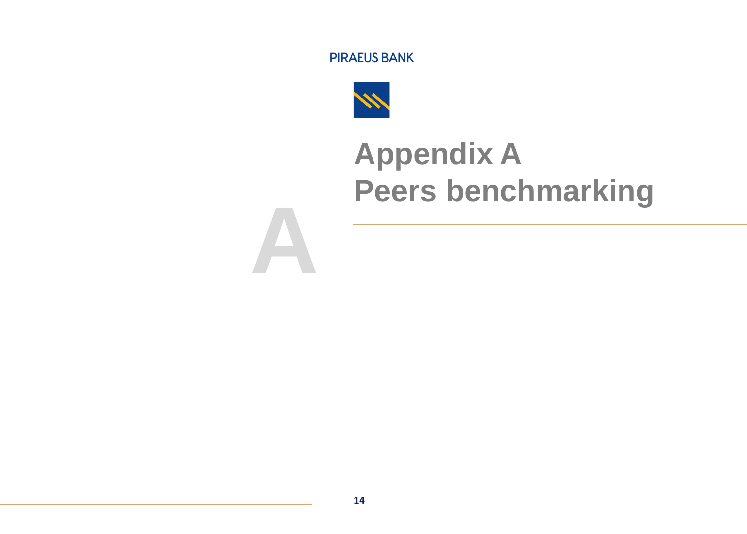# Appendix A
# Peers benchmarking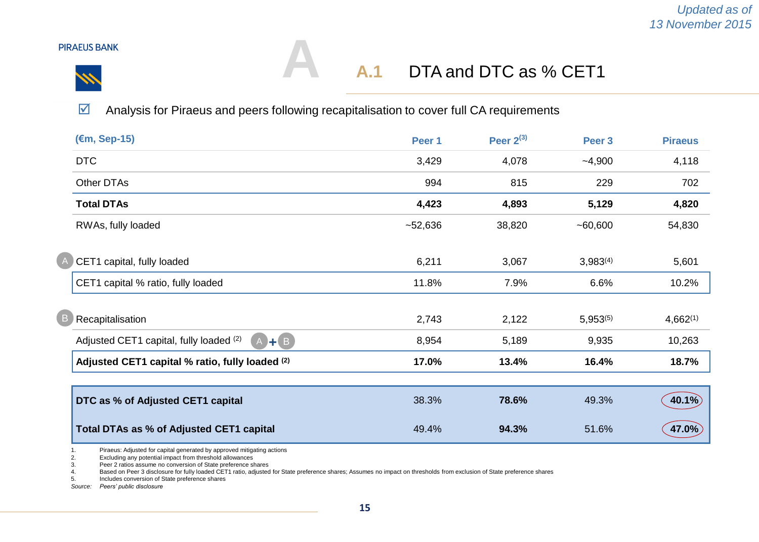*Updated as of 13 November 2015*

PIRAEUS BANK

# A

## A.1 DTA and DTC as % CET1

☑ Analysis for Piraeus and peers following recapitalisation to cover full CA requirements

| (€m, Sep-15) | Peer 1 | Peer 2[3] | Peer 3 | Piraeus |
|---|---|---|---|---|
| DTC | 3,429 | 4,078 | ~4,900 | 4,118 |
| Other DTAs | 994 | 815 | 229 | 702 |
| **Total DTAs** | **4,423** | **4,893** | **5,129** | **4,820** |
| RWAs, fully loaded | ~52,636 | 38,820 | ~60,600 | 54,830 |
| (A) CET1 capital, fully loaded | 6,211 | 3,067 | 3,983[4] | 5,601 |
| CET1 capital % ratio, fully loaded | 11.8% | 7.9% | 6.6% | 10.2% |
| (B) Recapitalisation | 2,743 | 2,122 | 5,953[5] | 4,662[1] |
| Adjusted CET1 capital, fully loaded [2] (A + B) | 8,954 | 5,189 | 9,935 | 10,263 |
| **Adjusted CET1 capital % ratio, fully loaded [2]** | **17.0%** | **13.4%** | **16.4%** | **18.7%** |
| **DTC as % of Adjusted CET1 capital** | 38.3% | **78.6%** | 49.3% | **40.1%** |
| **Total DTAs as % of Adjusted CET1 capital** | 49.4% | **94.3%** | 51.6% | **47.0%** |

1. Piraeus: Adjusted for capital generated by approved mitigating actions
2. Excluding any potential impact from threshold allowances
3. Peer 2 ratios assume no conversion of State preference shares
4. Based on Peer 3 disclosure for fully loaded CET1 ratio, adjusted for State preference shares; Assumes no impact on thresholds from exclusion of State preference shares
5. Includes conversion of State preference shares

*Source: Peers' public disclosure*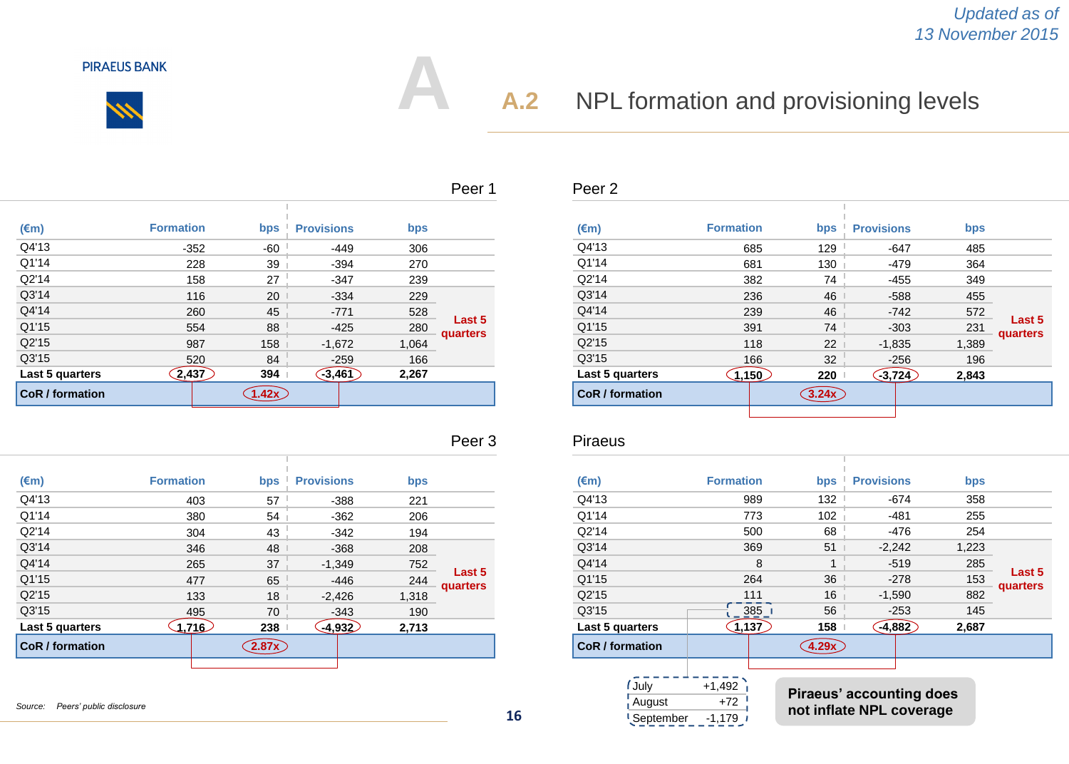Updated as of 13 November 2015

PIRAEUS BANK

# A.2 NPL formation and provisioning levels

## Peer 1

| (€m) | Formation | bps | Provisions | bps | |
|---|---|---|---|---|---|
| Q4'13 | -352 | -60 | -449 | 306 | |
| Q1'14 | 228 | 39 | -394 | 270 | |
| Q2'14 | 158 | 27 | -347 | 239 | |
| Q3'14 | 116 | 20 | -334 | 229 | Last 5 quarters |
| Q4'14 | 260 | 45 | -771 | 528 | |
| Q1'15 | 554 | 88 | -425 | 280 | |
| Q2'15 | 987 | 158 | -1,672 | 1,064 | |
| Q3'15 | 520 | 84 | -259 | 166 | |
| **Last 5 quarters** | **2,437** | **394** | **-3,461** | **2,267** | |
| **CoR / formation** | | **1.42x** | | | |

## Peer 2

| (€m) | Formation | bps | Provisions | bps | |
|---|---|---|---|---|---|
| Q4'13 | 685 | 129 | -647 | 485 | |
| Q1'14 | 681 | 130 | -479 | 364 | |
| Q2'14 | 382 | 74 | -455 | 349 | |
| Q3'14 | 236 | 46 | -588 | 455 | Last 5 quarters |
| Q4'14 | 239 | 46 | -742 | 572 | |
| Q1'15 | 391 | 74 | -303 | 231 | |
| Q2'15 | 118 | 22 | -1,835 | 1,389 | |
| Q3'15 | 166 | 32 | -256 | 196 | |
| **Last 5 quarters** | **1,150** | **220** | **-3,724** | **2,843** | |
| **CoR / formation** | | **3.24x** | | | |

## Peer 3

| (€m) | Formation | bps | Provisions | bps | |
|---|---|---|---|---|---|
| Q4'13 | 403 | 57 | -388 | 221 | |
| Q1'14 | 380 | 54 | -362 | 206 | |
| Q2'14 | 304 | 43 | -342 | 194 | |
| Q3'14 | 346 | 48 | -368 | 208 | Last 5 quarters |
| Q4'14 | 265 | 37 | -1,349 | 752 | |
| Q1'15 | 477 | 65 | -446 | 244 | |
| Q2'15 | 133 | 18 | -2,426 | 1,318 | |
| Q3'15 | 495 | 70 | -343 | 190 | |
| **Last 5 quarters** | **1,716** | **238** | **-4,932** | **2,713** | |
| **CoR / formation** | | **2.87x** | | | |

## Piraeus

| (€m) | Formation | bps | Provisions | bps | |
|---|---|---|---|---|---|
| Q4'13 | 989 | 132 | -674 | 358 | |
| Q1'14 | 773 | 102 | -481 | 255 | |
| Q2'14 | 500 | 68 | -476 | 254 | |
| Q3'14 | 369 | 51 | -2,242 | 1,223 | Last 5 quarters |
| Q4'14 | 8 | 1 | -519 | 285 | |
| Q1'15 | 264 | 36 | -278 | 153 | |
| Q2'15 | 111 | 16 | -1,590 | 882 | |
| Q3'15 | 385 | 56 | -253 | 145 | |
| **Last 5 quarters** | **1,137** | **158** | **-4,882** | **2,687** | |
| **CoR / formation** | | **4.29x** | | | |

| | |
|---|---|
| July | +1,492 |
| August | +72 |
| September | -1,179 |

**Piraeus' accounting does not inflate NPL coverage**

*Source: Peers' public disclosure*